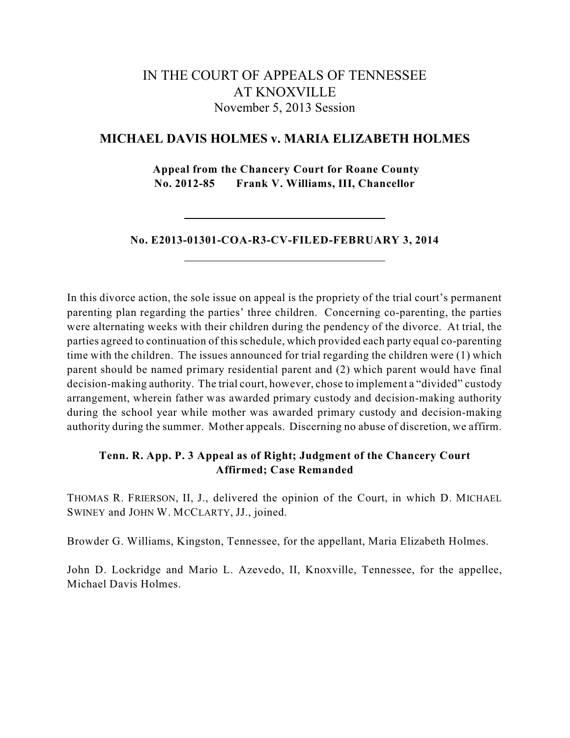# IN THE COURT OF APPEALS OF TENNESSEE
# AT KNOXVILLE

November 5, 2013 Session

## MICHAEL DAVIS HOLMES v. MARIA ELIZABETH HOLMES

**Appeal from the Chancery Court for Roane County**
**No. 2012-85 Frank V. Williams, III, Chancellor**

---

**No. E2013-01301-COA-R3-CV-FILED-FEBRUARY 3, 2014**

---

In this divorce action, the sole issue on appeal is the propriety of the trial court's permanent parenting plan regarding the parties' three children. Concerning co-parenting, the parties were alternating weeks with their children during the pendency of the divorce. At trial, the parties agreed to continuation of this schedule, which provided each party equal co-parenting time with the children. The issues announced for trial regarding the children were (1) which parent should be named primary residential parent and (2) which parent would have final decision-making authority. The trial court, however, chose to implement a "divided" custody arrangement, wherein father was awarded primary custody and decision-making authority during the school year while mother was awarded primary custody and decision-making authority during the summer. Mother appeals. Discerning no abuse of discretion, we affirm.

**Tenn. R. App. P. 3 Appeal as of Right; Judgment of the Chancery Court Affirmed; Case Remanded**

THOMAS R. FRIERSON, II, J., delivered the opinion of the Court, in which D. MICHAEL SWINEY and JOHN W. MCCLARTY, JJ., joined.

Browder G. Williams, Kingston, Tennessee, for the appellant, Maria Elizabeth Holmes.

John D. Lockridge and Mario L. Azevedo, II, Knoxville, Tennessee, for the appellee, Michael Davis Holmes.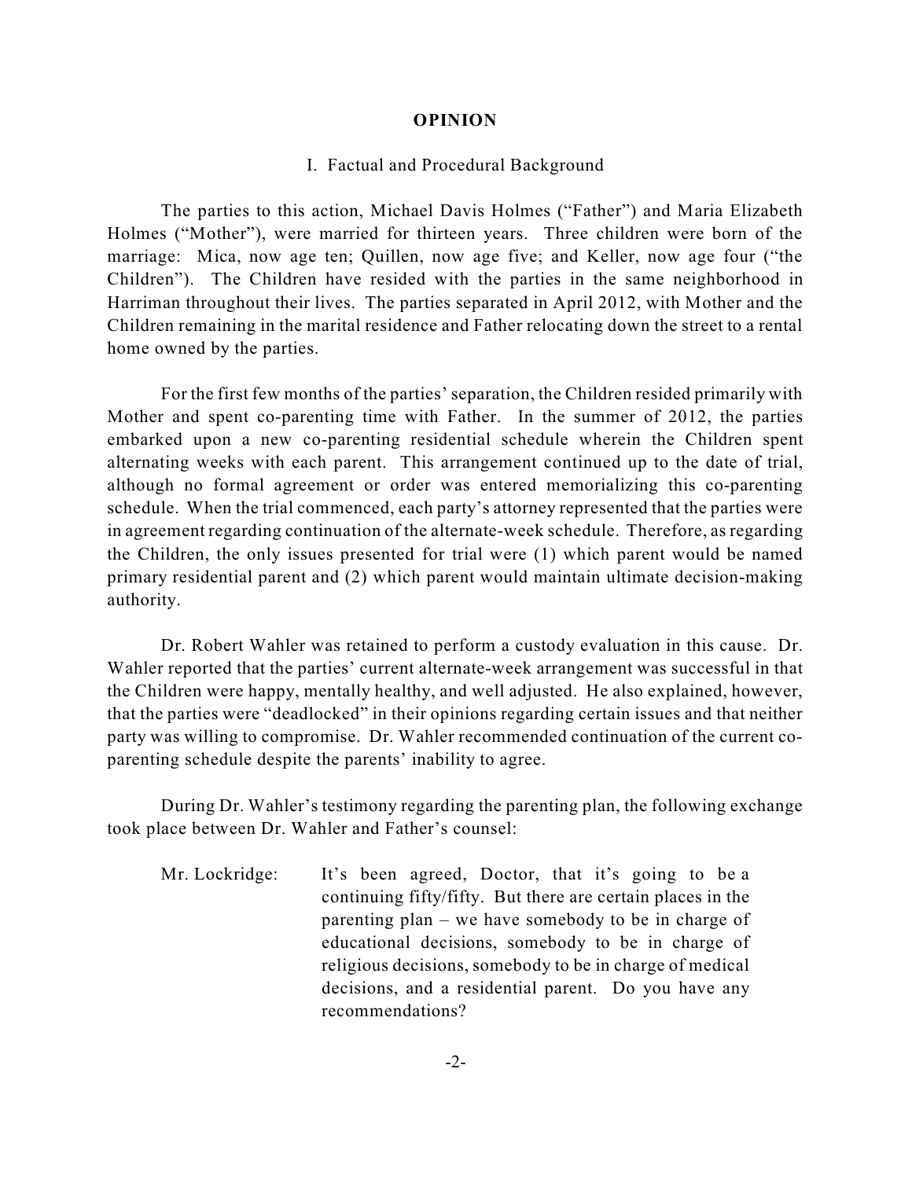# OPINION

## I. Factual and Procedural Background

The parties to this action, Michael Davis Holmes ("Father") and Maria Elizabeth Holmes ("Mother"), were married for thirteen years. Three children were born of the marriage: Mica, now age ten; Quillen, now age five; and Keller, now age four ("the Children"). The Children have resided with the parties in the same neighborhood in Harriman throughout their lives. The parties separated in April 2012, with Mother and the Children remaining in the marital residence and Father relocating down the street to a rental home owned by the parties.

For the first few months of the parties' separation, the Children resided primarily with Mother and spent co-parenting time with Father. In the summer of 2012, the parties embarked upon a new co-parenting residential schedule wherein the Children spent alternating weeks with each parent. This arrangement continued up to the date of trial, although no formal agreement or order was entered memorializing this co-parenting schedule. When the trial commenced, each party's attorney represented that the parties were in agreement regarding continuation of the alternate-week schedule. Therefore, as regarding the Children, the only issues presented for trial were (1) which parent would be named primary residential parent and (2) which parent would maintain ultimate decision-making authority.

Dr. Robert Wahler was retained to perform a custody evaluation in this cause. Dr. Wahler reported that the parties' current alternate-week arrangement was successful in that the Children were happy, mentally healthy, and well adjusted. He also explained, however, that the parties were "deadlocked" in their opinions regarding certain issues and that neither party was willing to compromise. Dr. Wahler recommended continuation of the current co-parenting schedule despite the parents' inability to agree.

During Dr. Wahler's testimony regarding the parenting plan, the following exchange took place between Dr. Wahler and Father's counsel:

> Mr. Lockridge: It's been agreed, Doctor, that it's going to be a continuing fifty/fifty. But there are certain places in the parenting plan – we have somebody to be in charge of educational decisions, somebody to be in charge of religious decisions, somebody to be in charge of medical decisions, and a residential parent. Do you have any recommendations?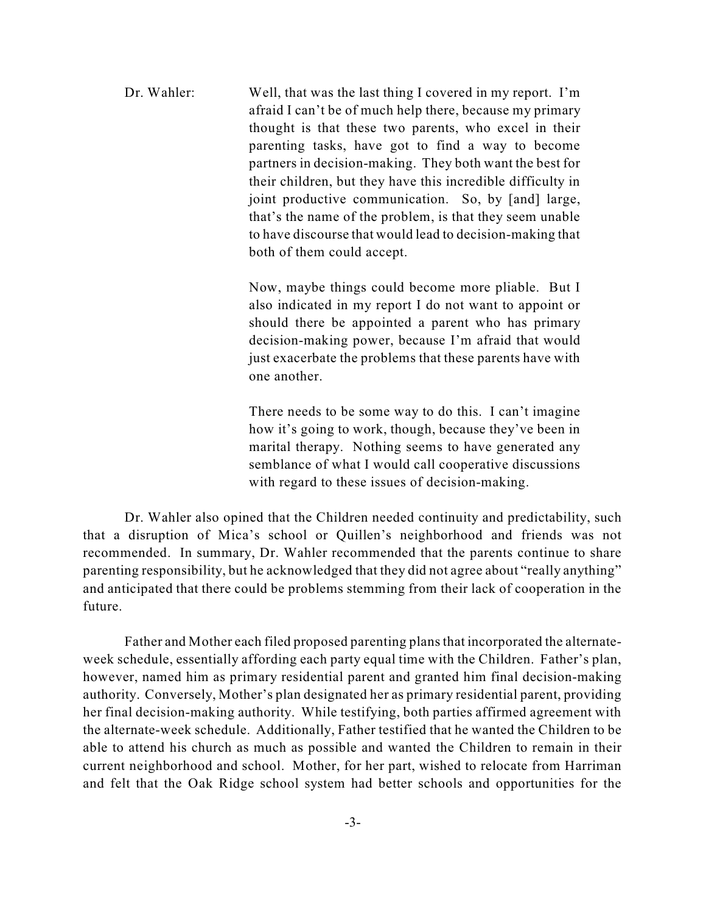Dr. Wahler: Well, that was the last thing I covered in my report. I'm afraid I can't be of much help there, because my primary thought is that these two parents, who excel in their parenting tasks, have got to find a way to become partners in decision-making. They both want the best for their children, but they have this incredible difficulty in joint productive communication. So, by [and] large, that's the name of the problem, is that they seem unable to have discourse that would lead to decision-making that both of them could accept.

> Now, maybe things could become more pliable. But I also indicated in my report I do not want to appoint or should there be appointed a parent who has primary decision-making power, because I'm afraid that would just exacerbate the problems that these parents have with one another.
>
> There needs to be some way to do this. I can't imagine how it's going to work, though, because they've been in marital therapy. Nothing seems to have generated any semblance of what I would call cooperative discussions with regard to these issues of decision-making.

Dr. Wahler also opined that the Children needed continuity and predictability, such that a disruption of Mica's school or Quillen's neighborhood and friends was not recommended. In summary, Dr. Wahler recommended that the parents continue to share parenting responsibility, but he acknowledged that they did not agree about "really anything" and anticipated that there could be problems stemming from their lack of cooperation in the future.

Father and Mother each filed proposed parenting plans that incorporated the alternate-week schedule, essentially affording each party equal time with the Children. Father's plan, however, named him as primary residential parent and granted him final decision-making authority. Conversely, Mother's plan designated her as primary residential parent, providing her final decision-making authority. While testifying, both parties affirmed agreement with the alternate-week schedule. Additionally, Father testified that he wanted the Children to be able to attend his church as much as possible and wanted the Children to remain in their current neighborhood and school. Mother, for her part, wished to relocate from Harriman and felt that the Oak Ridge school system had better schools and opportunities for the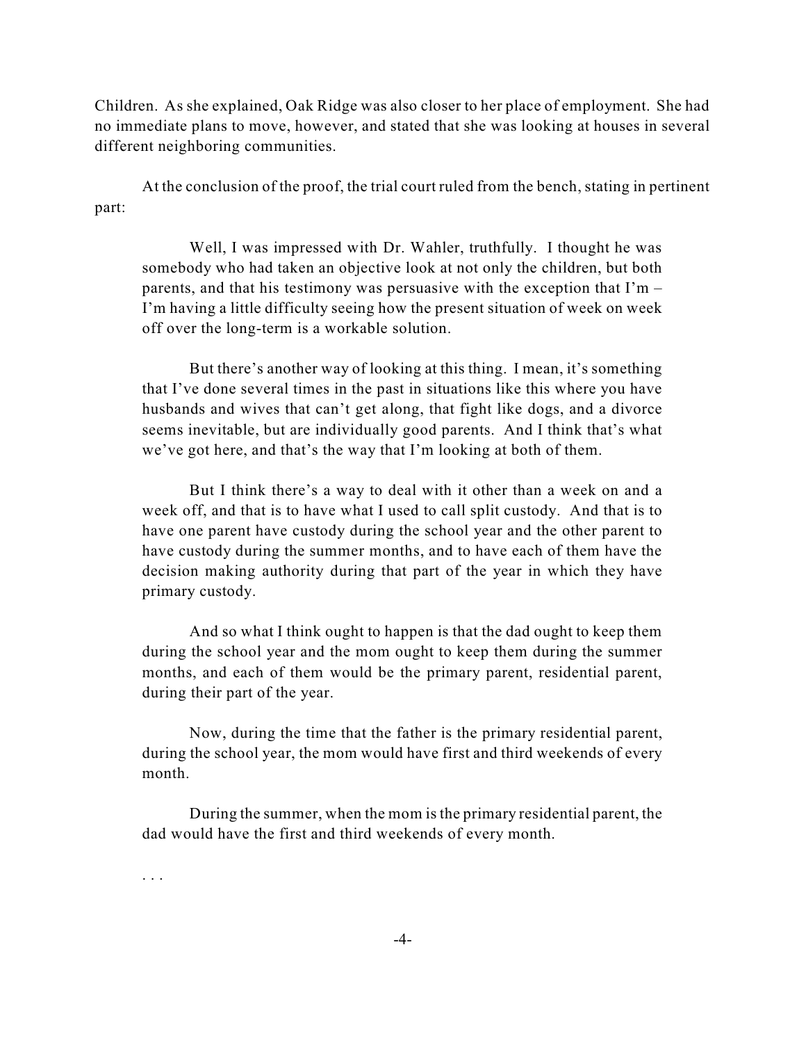Children. As she explained, Oak Ridge was also closer to her place of employment. She had no immediate plans to move, however, and stated that she was looking at houses in several different neighboring communities.

At the conclusion of the proof, the trial court ruled from the bench, stating in pertinent part:

> Well, I was impressed with Dr. Wahler, truthfully. I thought he was somebody who had taken an objective look at not only the children, but both parents, and that his testimony was persuasive with the exception that I'm – I'm having a little difficulty seeing how the present situation of week on week off over the long-term is a workable solution.
>
> But there's another way of looking at this thing. I mean, it's something that I've done several times in the past in situations like this where you have husbands and wives that can't get along, that fight like dogs, and a divorce seems inevitable, but are individually good parents. And I think that's what we've got here, and that's the way that I'm looking at both of them.
>
> But I think there's a way to deal with it other than a week on and a week off, and that is to have what I used to call split custody. And that is to have one parent have custody during the school year and the other parent to have custody during the summer months, and to have each of them have the decision making authority during that part of the year in which they have primary custody.
>
> And so what I think ought to happen is that the dad ought to keep them during the school year and the mom ought to keep them during the summer months, and each of them would be the primary parent, residential parent, during their part of the year.
>
> Now, during the time that the father is the primary residential parent, during the school year, the mom would have first and third weekends of every month.
>
> During the summer, when the mom is the primary residential parent, the dad would have the first and third weekends of every month.
>
> . . .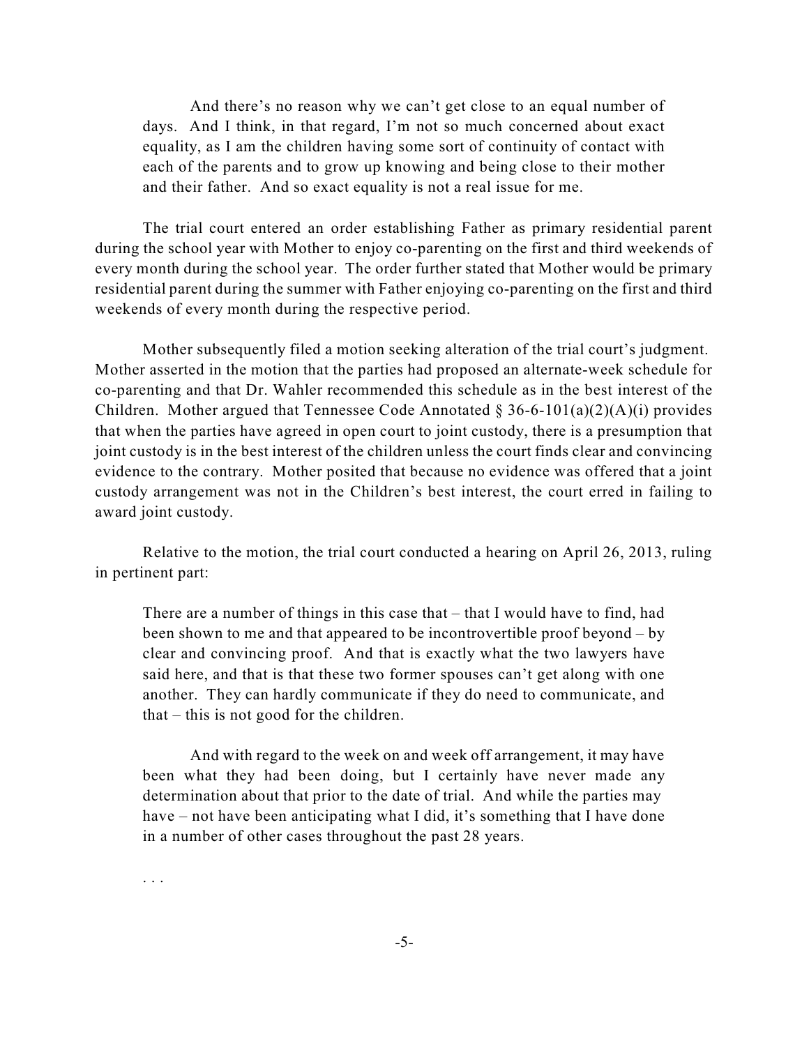> And there's no reason why we can't get close to an equal number of days. And I think, in that regard, I'm not so much concerned about exact equality, as I am the children having some sort of continuity of contact with each of the parents and to grow up knowing and being close to their mother and their father. And so exact equality is not a real issue for me.

The trial court entered an order establishing Father as primary residential parent during the school year with Mother to enjoy co-parenting on the first and third weekends of every month during the school year. The order further stated that Mother would be primary residential parent during the summer with Father enjoying co-parenting on the first and third weekends of every month during the respective period.

Mother subsequently filed a motion seeking alteration of the trial court's judgment. Mother asserted in the motion that the parties had proposed an alternate-week schedule for co-parenting and that Dr. Wahler recommended this schedule as in the best interest of the Children. Mother argued that Tennessee Code Annotated § 36-6-101(a)(2)(A)(i) provides that when the parties have agreed in open court to joint custody, there is a presumption that joint custody is in the best interest of the children unless the court finds clear and convincing evidence to the contrary. Mother posited that because no evidence was offered that a joint custody arrangement was not in the Children's best interest, the court erred in failing to award joint custody.

Relative to the motion, the trial court conducted a hearing on April 26, 2013, ruling in pertinent part:

> There are a number of things in this case that – that I would have to find, had been shown to me and that appeared to be incontrovertible proof beyond – by clear and convincing proof. And that is exactly what the two lawyers have said here, and that is that these two former spouses can't get along with one another. They can hardly communicate if they do need to communicate, and that – this is not good for the children.
>
> And with regard to the week on and week off arrangement, it may have been what they had been doing, but I certainly have never made any determination about that prior to the date of trial. And while the parties may have – not have been anticipating what I did, it's something that I have done in a number of other cases throughout the past 28 years.
>
> . . .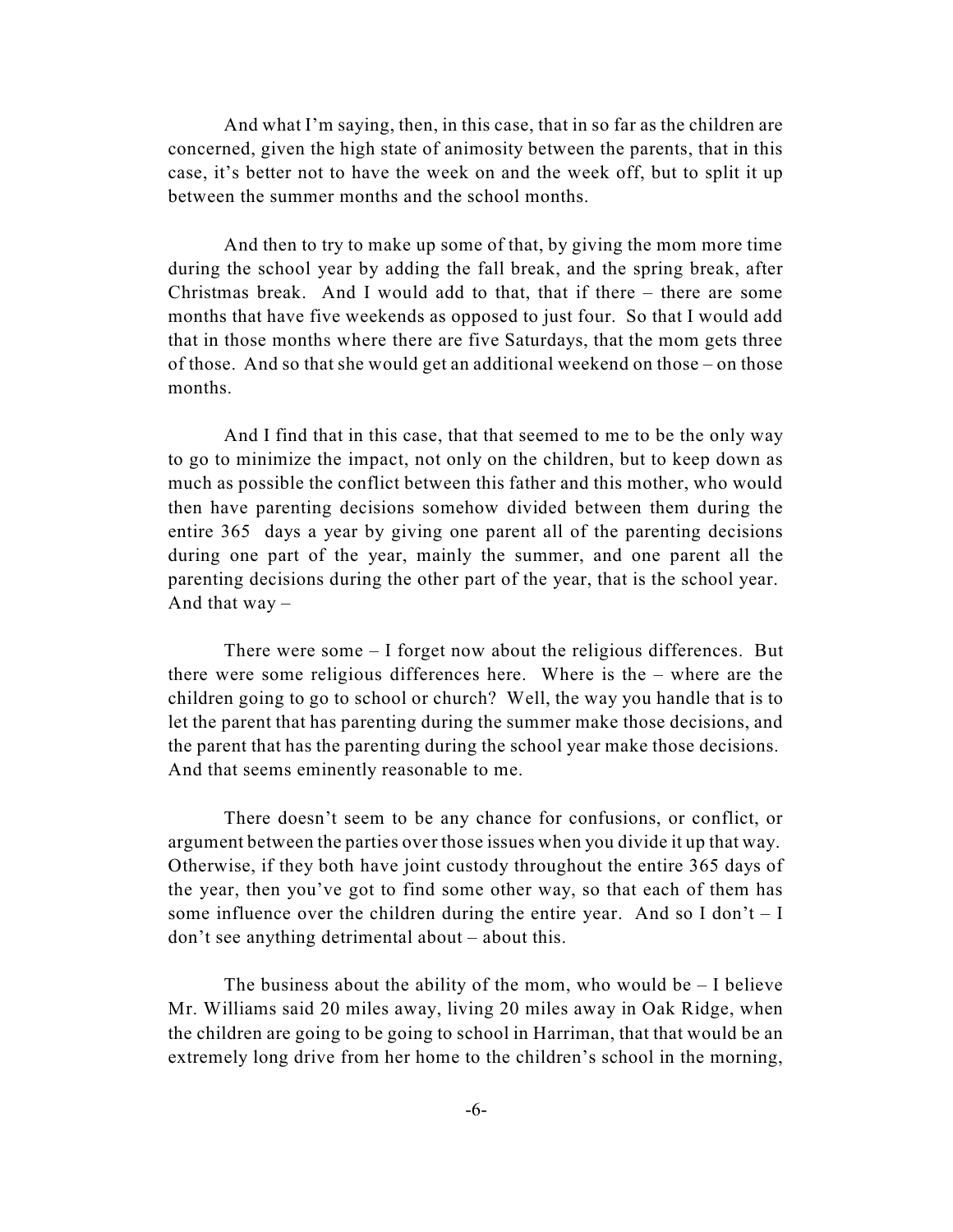And what I'm saying, then, in this case, that in so far as the children are concerned, given the high state of animosity between the parents, that in this case, it's better not to have the week on and the week off, but to split it up between the summer months and the school months.

And then to try to make up some of that, by giving the mom more time during the school year by adding the fall break, and the spring break, after Christmas break. And I would add to that, that if there – there are some months that have five weekends as opposed to just four. So that I would add that in those months where there are five Saturdays, that the mom gets three of those. And so that she would get an additional weekend on those – on those months.

And I find that in this case, that that seemed to me to be the only way to go to minimize the impact, not only on the children, but to keep down as much as possible the conflict between this father and this mother, who would then have parenting decisions somehow divided between them during the entire 365 days a year by giving one parent all of the parenting decisions during one part of the year, mainly the summer, and one parent all the parenting decisions during the other part of the year, that is the school year. And that way –

There were some – I forget now about the religious differences. But there were some religious differences here. Where is the – where are the children going to go to school or church? Well, the way you handle that is to let the parent that has parenting during the summer make those decisions, and the parent that has the parenting during the school year make those decisions. And that seems eminently reasonable to me.

There doesn't seem to be any chance for confusions, or conflict, or argument between the parties over those issues when you divide it up that way. Otherwise, if they both have joint custody throughout the entire 365 days of the year, then you've got to find some other way, so that each of them has some influence over the children during the entire year. And so I don't – I don't see anything detrimental about – about this.

The business about the ability of the mom, who would be – I believe Mr. Williams said 20 miles away, living 20 miles away in Oak Ridge, when the children are going to be going to school in Harriman, that that would be an extremely long drive from her home to the children's school in the morning,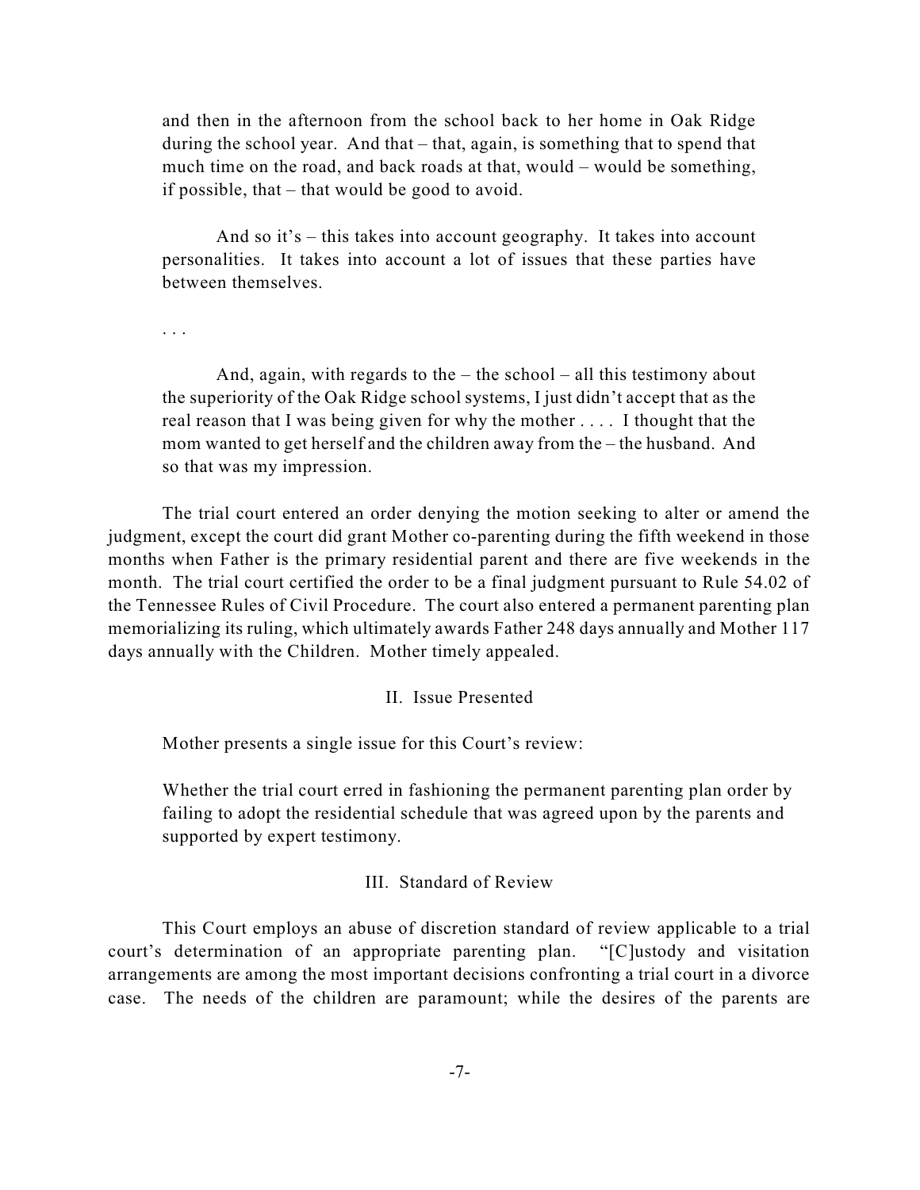> and then in the afternoon from the school back to her home in Oak Ridge during the school year. And that – that, again, is something that to spend that much time on the road, and back roads at that, would – would be something, if possible, that – that would be good to avoid.
>
> And so it's – this takes into account geography. It takes into account personalities. It takes into account a lot of issues that these parties have between themselves.
>
> . . .
>
> And, again, with regards to the – the school – all this testimony about the superiority of the Oak Ridge school systems, I just didn't accept that as the real reason that I was being given for why the mother . . . . I thought that the mom wanted to get herself and the children away from the – the husband. And so that was my impression.

The trial court entered an order denying the motion seeking to alter or amend the judgment, except the court did grant Mother co-parenting during the fifth weekend in those months when Father is the primary residential parent and there are five weekends in the month. The trial court certified the order to be a final judgment pursuant to Rule 54.02 of the Tennessee Rules of Civil Procedure. The court also entered a permanent parenting plan memorializing its ruling, which ultimately awards Father 248 days annually and Mother 117 days annually with the Children. Mother timely appealed.

## II. Issue Presented

Mother presents a single issue for this Court's review:

> Whether the trial court erred in fashioning the permanent parenting plan order by failing to adopt the residential schedule that was agreed upon by the parents and supported by expert testimony.

## III. Standard of Review

This Court employs an abuse of discretion standard of review applicable to a trial court's determination of an appropriate parenting plan. "[C]ustody and visitation arrangements are among the most important decisions confronting a trial court in a divorce case. The needs of the children are paramount; while the desires of the parents are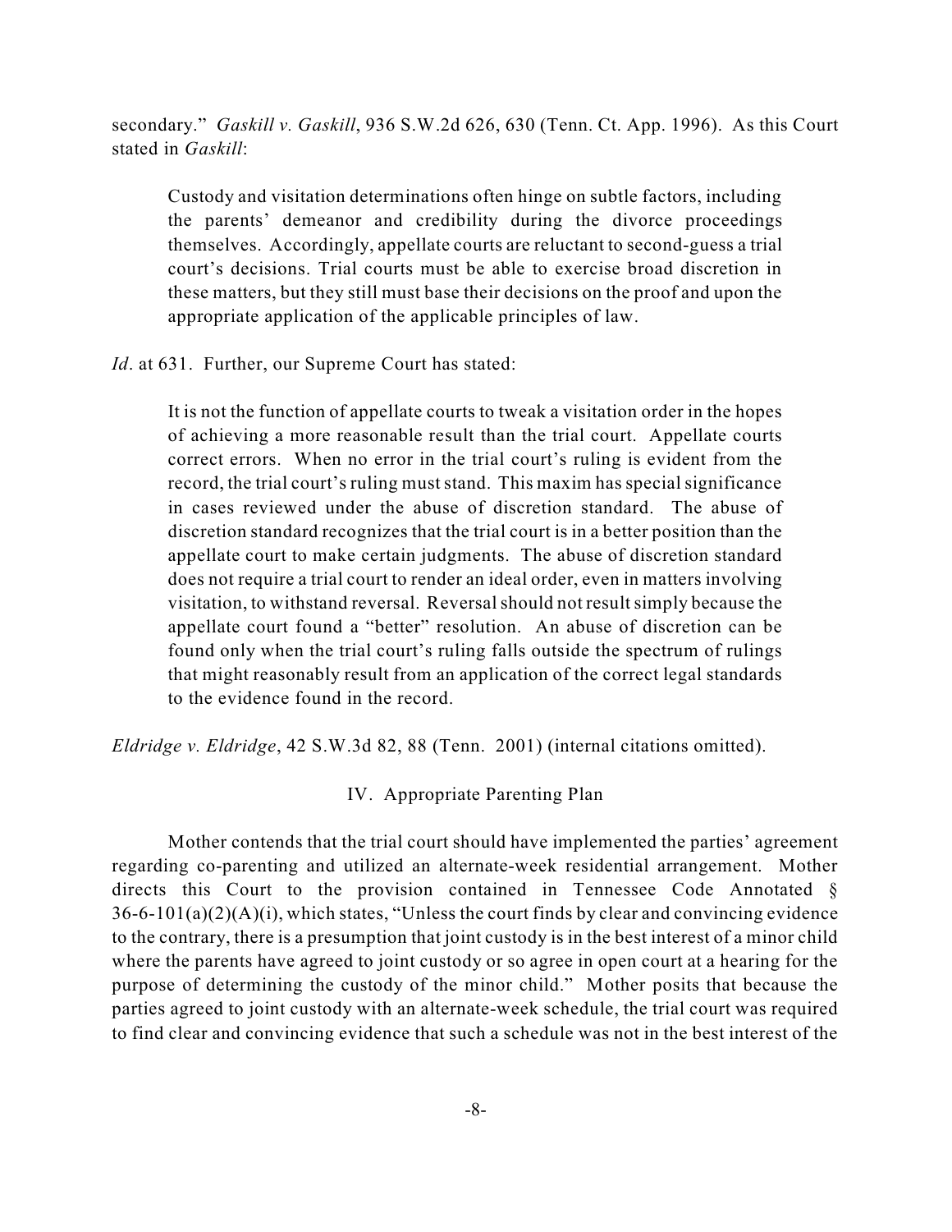secondary." *Gaskill v. Gaskill*, 936 S.W.2d 626, 630 (Tenn. Ct. App. 1996). As this Court stated in *Gaskill*:

> Custody and visitation determinations often hinge on subtle factors, including the parents' demeanor and credibility during the divorce proceedings themselves. Accordingly, appellate courts are reluctant to second-guess a trial court's decisions. Trial courts must be able to exercise broad discretion in these matters, but they still must base their decisions on the proof and upon the appropriate application of the applicable principles of law.

*Id*. at 631. Further, our Supreme Court has stated:

> It is not the function of appellate courts to tweak a visitation order in the hopes of achieving a more reasonable result than the trial court. Appellate courts correct errors. When no error in the trial court's ruling is evident from the record, the trial court's ruling must stand. This maxim has special significance in cases reviewed under the abuse of discretion standard. The abuse of discretion standard recognizes that the trial court is in a better position than the appellate court to make certain judgments. The abuse of discretion standard does not require a trial court to render an ideal order, even in matters involving visitation, to withstand reversal. Reversal should not result simply because the appellate court found a "better" resolution. An abuse of discretion can be found only when the trial court's ruling falls outside the spectrum of rulings that might reasonably result from an application of the correct legal standards to the evidence found in the record.

*Eldridge v. Eldridge*, 42 S.W.3d 82, 88 (Tenn. 2001) (internal citations omitted).

## IV. Appropriate Parenting Plan

Mother contends that the trial court should have implemented the parties' agreement regarding co-parenting and utilized an alternate-week residential arrangement. Mother directs this Court to the provision contained in Tennessee Code Annotated § 36-6-101(a)(2)(A)(i), which states, "Unless the court finds by clear and convincing evidence to the contrary, there is a presumption that joint custody is in the best interest of a minor child where the parents have agreed to joint custody or so agree in open court at a hearing for the purpose of determining the custody of the minor child." Mother posits that because the parties agreed to joint custody with an alternate-week schedule, the trial court was required to find clear and convincing evidence that such a schedule was not in the best interest of the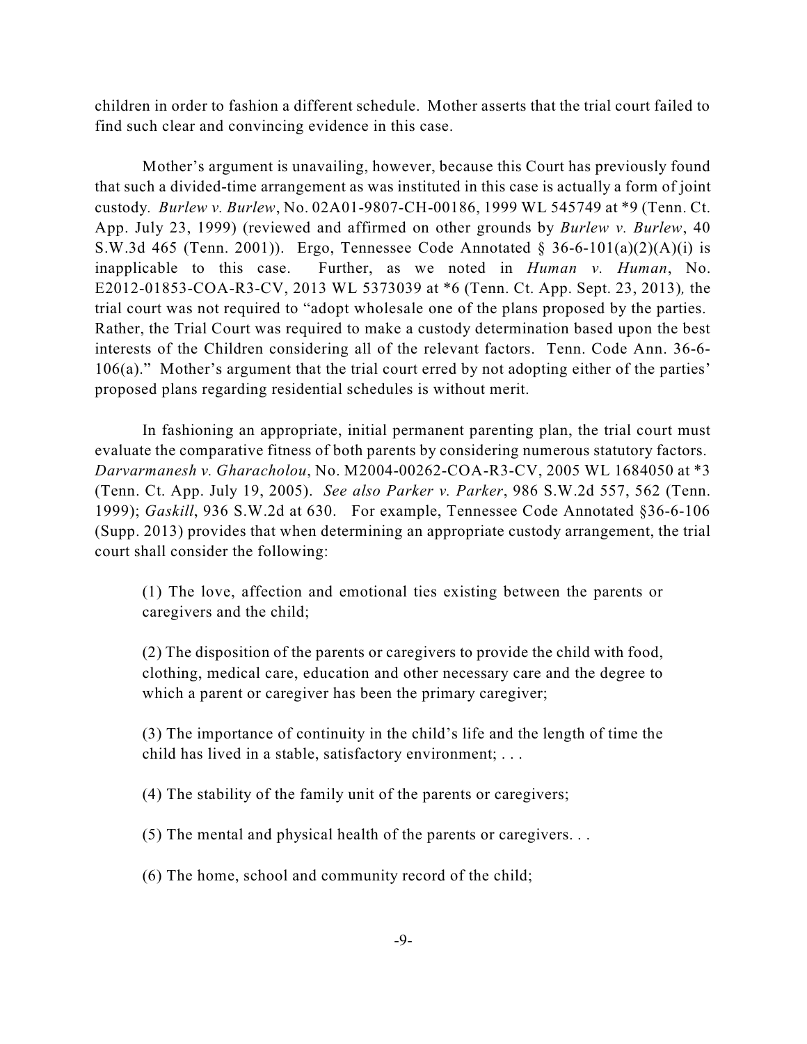children in order to fashion a different schedule. Mother asserts that the trial court failed to find such clear and convincing evidence in this case.

Mother's argument is unavailing, however, because this Court has previously found that such a divided-time arrangement as was instituted in this case is actually a form of joint custody. *Burlew v. Burlew*, No. 02A01-9807-CH-00186, 1999 WL 545749 at *9 (Tenn. Ct. App. July 23, 1999) (reviewed and affirmed on other grounds by *Burlew v. Burlew*, 40 S.W.3d 465 (Tenn. 2001)). Ergo, Tennessee Code Annotated § 36-6-101(a)(2)(A)(i) is inapplicable to this case. Further, as we noted in *Human v. Human*, No. E2012-01853-COA-R3-CV, 2013 WL 5373039 at *6 (Tenn. Ct. App. Sept. 23, 2013), the trial court was not required to "adopt wholesale one of the plans proposed by the parties. Rather, the Trial Court was required to make a custody determination based upon the best interests of the Children considering all of the relevant factors. Tenn. Code Ann. 36-6-106(a)." Mother's argument that the trial court erred by not adopting either of the parties' proposed plans regarding residential schedules is without merit.

In fashioning an appropriate, initial permanent parenting plan, the trial court must evaluate the comparative fitness of both parents by considering numerous statutory factors. *Darvarmanesh v. Gharacholou*, No. M2004-00262-COA-R3-CV, 2005 WL 1684050 at *3 (Tenn. Ct. App. July 19, 2005). *See also Parker v. Parker*, 986 S.W.2d 557, 562 (Tenn. 1999); *Gaskill*, 936 S.W.2d at 630. For example, Tennessee Code Annotated §36-6-106 (Supp. 2013) provides that when determining an appropriate custody arrangement, the trial court shall consider the following:

> (1) The love, affection and emotional ties existing between the parents or caregivers and the child;
>
> (2) The disposition of the parents or caregivers to provide the child with food, clothing, medical care, education and other necessary care and the degree to which a parent or caregiver has been the primary caregiver;
>
> (3) The importance of continuity in the child's life and the length of time the child has lived in a stable, satisfactory environment; . . .
>
> (4) The stability of the family unit of the parents or caregivers;
>
> (5) The mental and physical health of the parents or caregivers. . .
>
> (6) The home, school and community record of the child;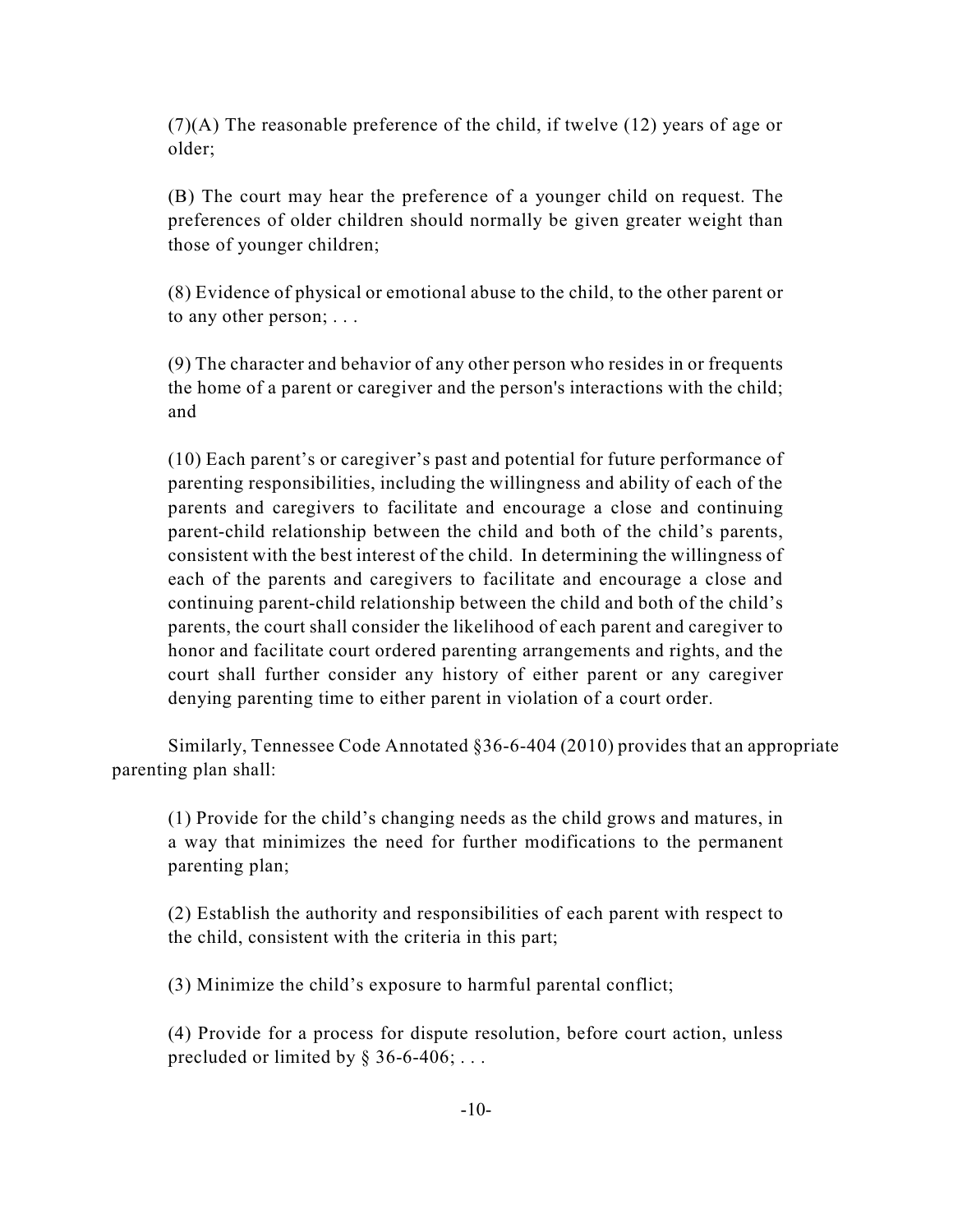> (7)(A) The reasonable preference of the child, if twelve (12) years of age or older;
>
> (B) The court may hear the preference of a younger child on request. The preferences of older children should normally be given greater weight than those of younger children;
>
> (8) Evidence of physical or emotional abuse to the child, to the other parent or to any other person; . . .
>
> (9) The character and behavior of any other person who resides in or frequents the home of a parent or caregiver and the person's interactions with the child; and
>
> (10) Each parent's or caregiver's past and potential for future performance of parenting responsibilities, including the willingness and ability of each of the parents and caregivers to facilitate and encourage a close and continuing parent-child relationship between the child and both of the child's parents, consistent with the best interest of the child. In determining the willingness of each of the parents and caregivers to facilitate and encourage a close and continuing parent-child relationship between the child and both of the child's parents, the court shall consider the likelihood of each parent and caregiver to honor and facilitate court ordered parenting arrangements and rights, and the court shall further consider any history of either parent or any caregiver denying parenting time to either parent in violation of a court order.

Similarly, Tennessee Code Annotated §36-6-404 (2010) provides that an appropriate parenting plan shall:

> (1) Provide for the child's changing needs as the child grows and matures, in a way that minimizes the need for further modifications to the permanent parenting plan;
>
> (2) Establish the authority and responsibilities of each parent with respect to the child, consistent with the criteria in this part;
>
> (3) Minimize the child's exposure to harmful parental conflict;
>
> (4) Provide for a process for dispute resolution, before court action, unless precluded or limited by § 36-6-406; . . .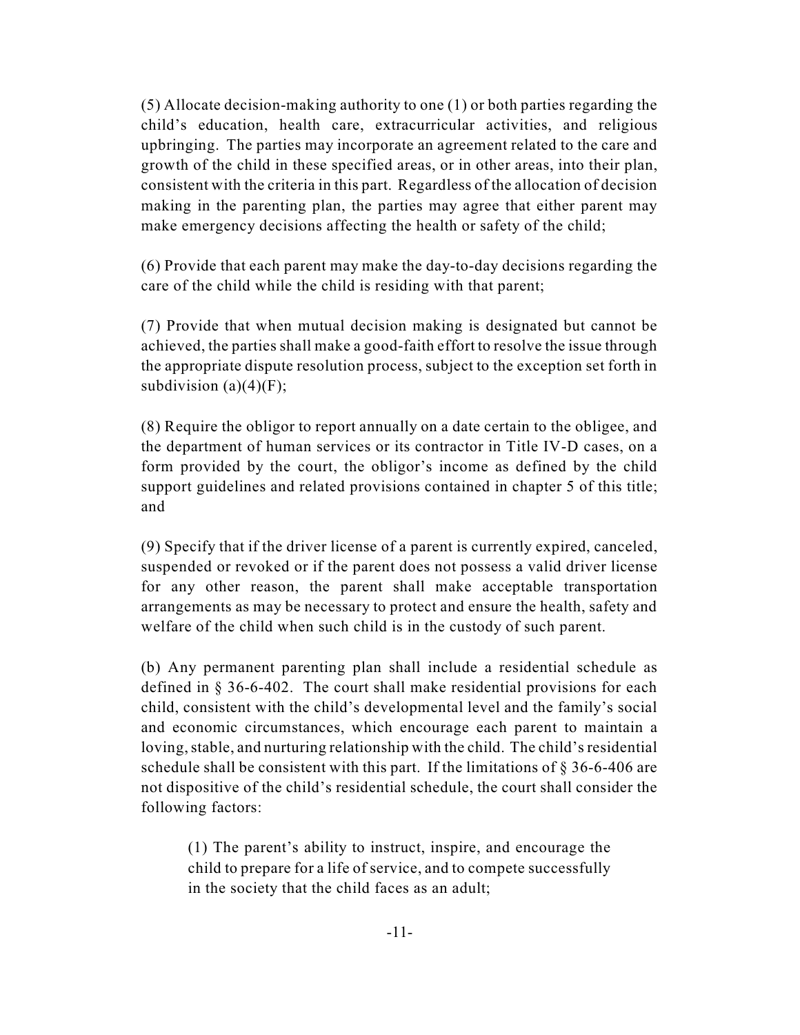(5) Allocate decision-making authority to one (1) or both parties regarding the child's education, health care, extracurricular activities, and religious upbringing. The parties may incorporate an agreement related to the care and growth of the child in these specified areas, or in other areas, into their plan, consistent with the criteria in this part. Regardless of the allocation of decision making in the parenting plan, the parties may agree that either parent may make emergency decisions affecting the health or safety of the child;

(6) Provide that each parent may make the day-to-day decisions regarding the care of the child while the child is residing with that parent;

(7) Provide that when mutual decision making is designated but cannot be achieved, the parties shall make a good-faith effort to resolve the issue through the appropriate dispute resolution process, subject to the exception set forth in subdivision (a)(4)(F);

(8) Require the obligor to report annually on a date certain to the obligee, and the department of human services or its contractor in Title IV-D cases, on a form provided by the court, the obligor's income as defined by the child support guidelines and related provisions contained in chapter 5 of this title; and

(9) Specify that if the driver license of a parent is currently expired, canceled, suspended or revoked or if the parent does not possess a valid driver license for any other reason, the parent shall make acceptable transportation arrangements as may be necessary to protect and ensure the health, safety and welfare of the child when such child is in the custody of such parent.

(b) Any permanent parenting plan shall include a residential schedule as defined in § 36-6-402. The court shall make residential provisions for each child, consistent with the child's developmental level and the family's social and economic circumstances, which encourage each parent to maintain a loving, stable, and nurturing relationship with the child. The child's residential schedule shall be consistent with this part. If the limitations of § 36-6-406 are not dispositive of the child's residential schedule, the court shall consider the following factors:

> (1) The parent's ability to instruct, inspire, and encourage the child to prepare for a life of service, and to compete successfully in the society that the child faces as an adult;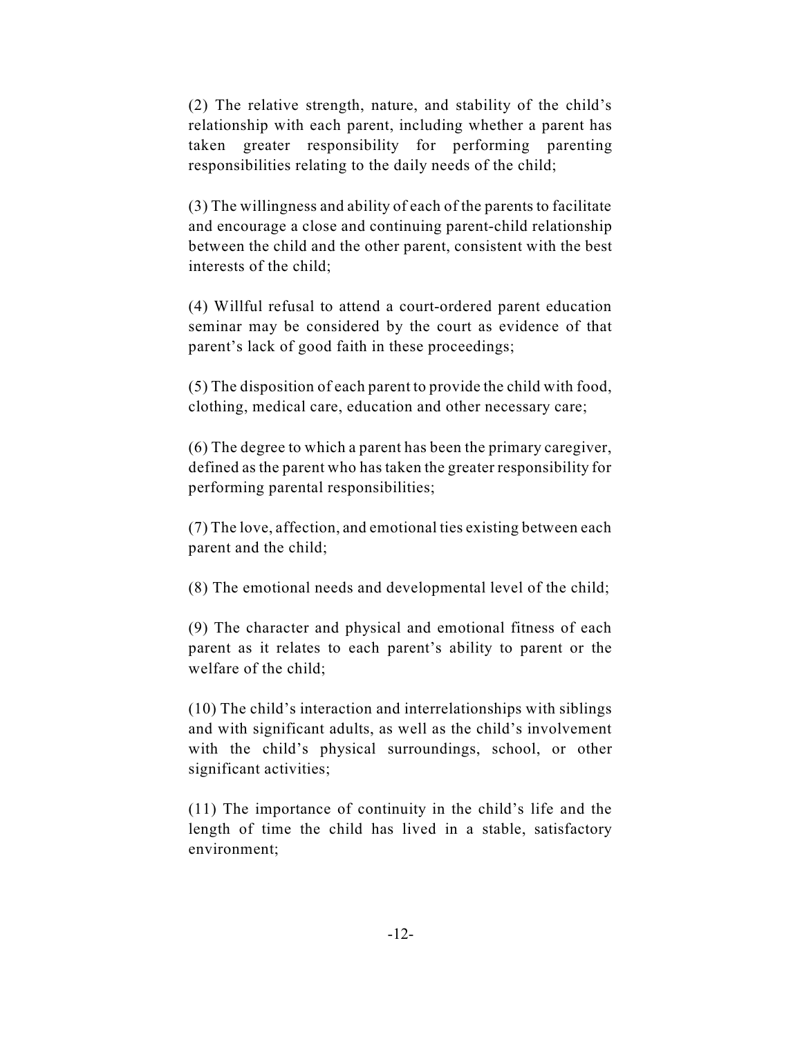(2) The relative strength, nature, and stability of the child's relationship with each parent, including whether a parent has taken greater responsibility for performing parenting responsibilities relating to the daily needs of the child;

(3) The willingness and ability of each of the parents to facilitate and encourage a close and continuing parent-child relationship between the child and the other parent, consistent with the best interests of the child;

(4) Willful refusal to attend a court-ordered parent education seminar may be considered by the court as evidence of that parent's lack of good faith in these proceedings;

(5) The disposition of each parent to provide the child with food, clothing, medical care, education and other necessary care;

(6) The degree to which a parent has been the primary caregiver, defined as the parent who has taken the greater responsibility for performing parental responsibilities;

(7) The love, affection, and emotional ties existing between each parent and the child;

(8) The emotional needs and developmental level of the child;

(9) The character and physical and emotional fitness of each parent as it relates to each parent's ability to parent or the welfare of the child;

(10) The child's interaction and interrelationships with siblings and with significant adults, as well as the child's involvement with the child's physical surroundings, school, or other significant activities;

(11) The importance of continuity in the child's life and the length of time the child has lived in a stable, satisfactory environment;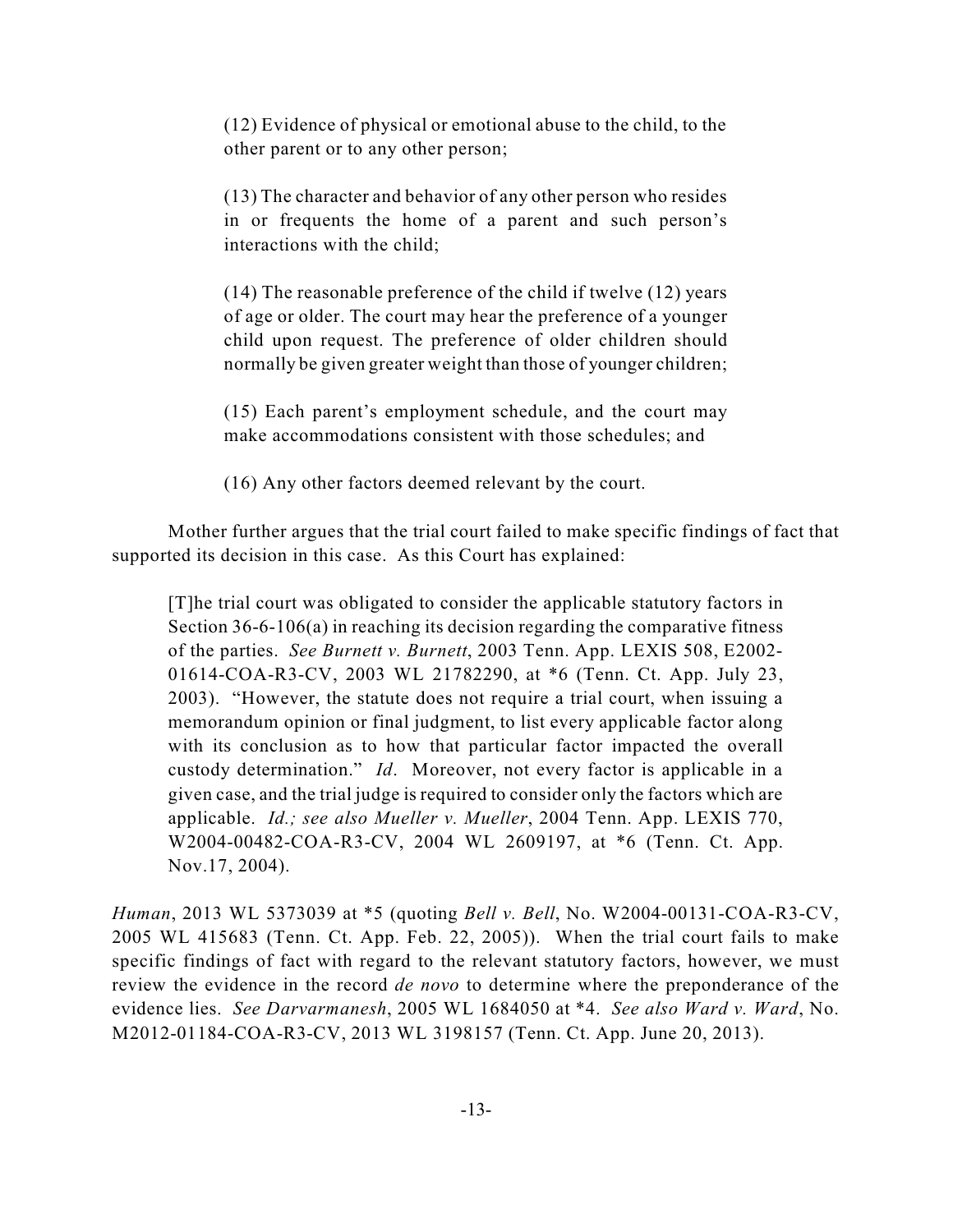> (12) Evidence of physical or emotional abuse to the child, to the other parent or to any other person;
>
> (13) The character and behavior of any other person who resides in or frequents the home of a parent and such person's interactions with the child;
>
> (14) The reasonable preference of the child if twelve (12) years of age or older. The court may hear the preference of a younger child upon request. The preference of older children should normally be given greater weight than those of younger children;
>
> (15) Each parent's employment schedule, and the court may make accommodations consistent with those schedules; and
>
> (16) Any other factors deemed relevant by the court.

Mother further argues that the trial court failed to make specific findings of fact that supported its decision in this case. As this Court has explained:

> [T]he trial court was obligated to consider the applicable statutory factors in Section 36-6-106(a) in reaching its decision regarding the comparative fitness of the parties. *See Burnett v. Burnett*, 2003 Tenn. App. LEXIS 508, E2002-01614-COA-R3-CV, 2003 WL 21782290, at *6 (Tenn. Ct. App. July 23, 2003). "However, the statute does not require a trial court, when issuing a memorandum opinion or final judgment, to list every applicable factor along with its conclusion as to how that particular factor impacted the overall custody determination." *Id*. Moreover, not every factor is applicable in a given case, and the trial judge is required to consider only the factors which are applicable. *Id.; see also Mueller v. Mueller*, 2004 Tenn. App. LEXIS 770, W2004-00482-COA-R3-CV, 2004 WL 2609197, at *6 (Tenn. Ct. App. Nov.17, 2004).

*Human*, 2013 WL 5373039 at *5 (quoting *Bell v. Bell*, No. W2004-00131-COA-R3-CV, 2005 WL 415683 (Tenn. Ct. App. Feb. 22, 2005)). When the trial court fails to make specific findings of fact with regard to the relevant statutory factors, however, we must review the evidence in the record *de novo* to determine where the preponderance of the evidence lies. *See Darvarmanesh*, 2005 WL 1684050 at *4. *See also Ward v. Ward*, No. M2012-01184-COA-R3-CV, 2013 WL 3198157 (Tenn. Ct. App. June 20, 2013).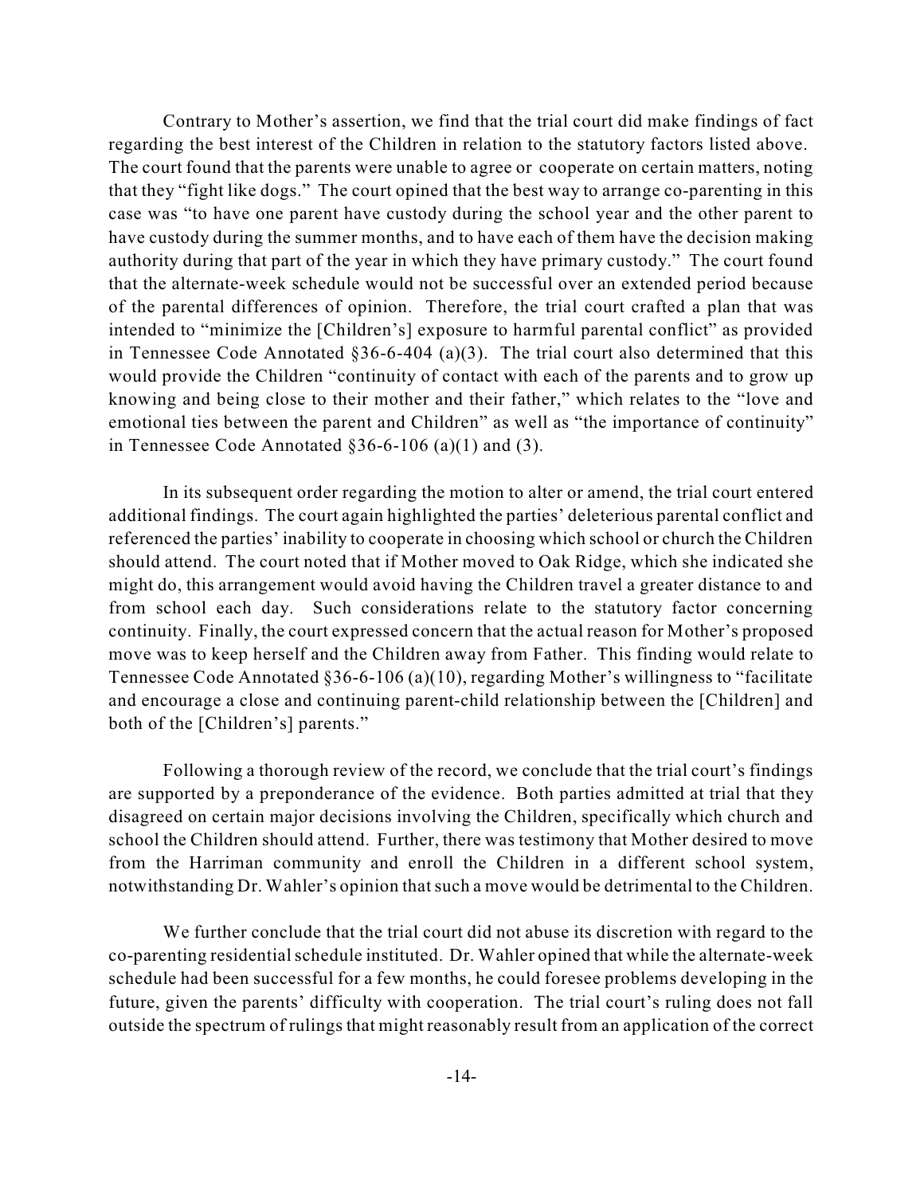Contrary to Mother's assertion, we find that the trial court did make findings of fact regarding the best interest of the Children in relation to the statutory factors listed above. The court found that the parents were unable to agree or cooperate on certain matters, noting that they "fight like dogs." The court opined that the best way to arrange co-parenting in this case was "to have one parent have custody during the school year and the other parent to have custody during the summer months, and to have each of them have the decision making authority during that part of the year in which they have primary custody." The court found that the alternate-week schedule would not be successful over an extended period because of the parental differences of opinion. Therefore, the trial court crafted a plan that was intended to "minimize the [Children's] exposure to harmful parental conflict" as provided in Tennessee Code Annotated §36-6-404 (a)(3). The trial court also determined that this would provide the Children "continuity of contact with each of the parents and to grow up knowing and being close to their mother and their father," which relates to the "love and emotional ties between the parent and Children" as well as "the importance of continuity" in Tennessee Code Annotated §36-6-106 (a)(1) and (3).

In its subsequent order regarding the motion to alter or amend, the trial court entered additional findings. The court again highlighted the parties' deleterious parental conflict and referenced the parties' inability to cooperate in choosing which school or church the Children should attend. The court noted that if Mother moved to Oak Ridge, which she indicated she might do, this arrangement would avoid having the Children travel a greater distance to and from school each day. Such considerations relate to the statutory factor concerning continuity. Finally, the court expressed concern that the actual reason for Mother's proposed move was to keep herself and the Children away from Father. This finding would relate to Tennessee Code Annotated §36-6-106 (a)(10), regarding Mother's willingness to "facilitate and encourage a close and continuing parent-child relationship between the [Children] and both of the [Children's] parents."

Following a thorough review of the record, we conclude that the trial court's findings are supported by a preponderance of the evidence. Both parties admitted at trial that they disagreed on certain major decisions involving the Children, specifically which church and school the Children should attend. Further, there was testimony that Mother desired to move from the Harriman community and enroll the Children in a different school system, notwithstanding Dr. Wahler's opinion that such a move would be detrimental to the Children.

We further conclude that the trial court did not abuse its discretion with regard to the co-parenting residential schedule instituted. Dr. Wahler opined that while the alternate-week schedule had been successful for a few months, he could foresee problems developing in the future, given the parents' difficulty with cooperation. The trial court's ruling does not fall outside the spectrum of rulings that might reasonably result from an application of the correct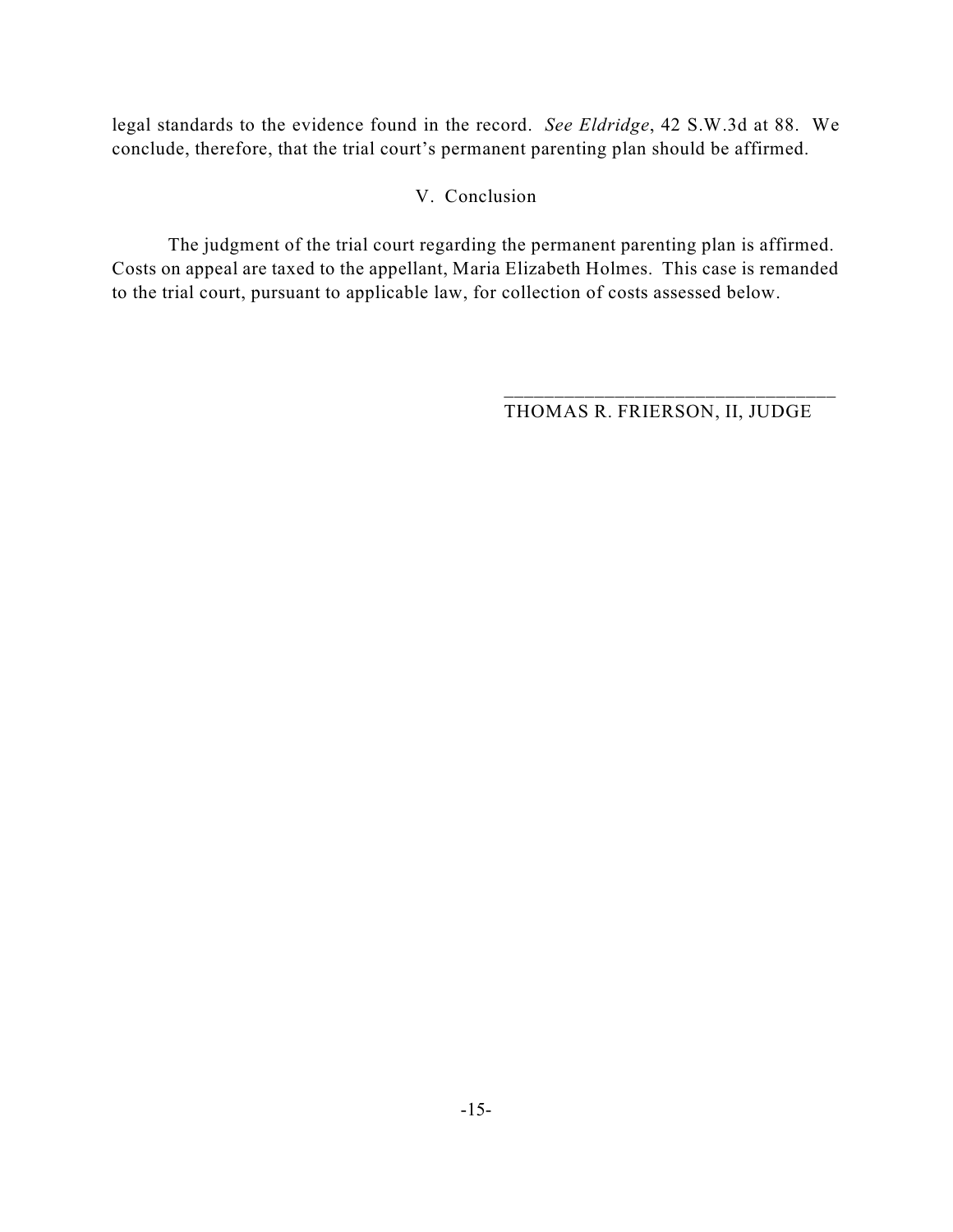legal standards to the evidence found in the record. *See Eldridge*, 42 S.W.3d at 88. We conclude, therefore, that the trial court's permanent parenting plan should be affirmed.

## V. Conclusion

The judgment of the trial court regarding the permanent parenting plan is affirmed. Costs on appeal are taxed to the appellant, Maria Elizabeth Holmes. This case is remanded to the trial court, pursuant to applicable law, for collection of costs assessed below.

_________________________________
THOMAS R. FRIERSON, II, JUDGE